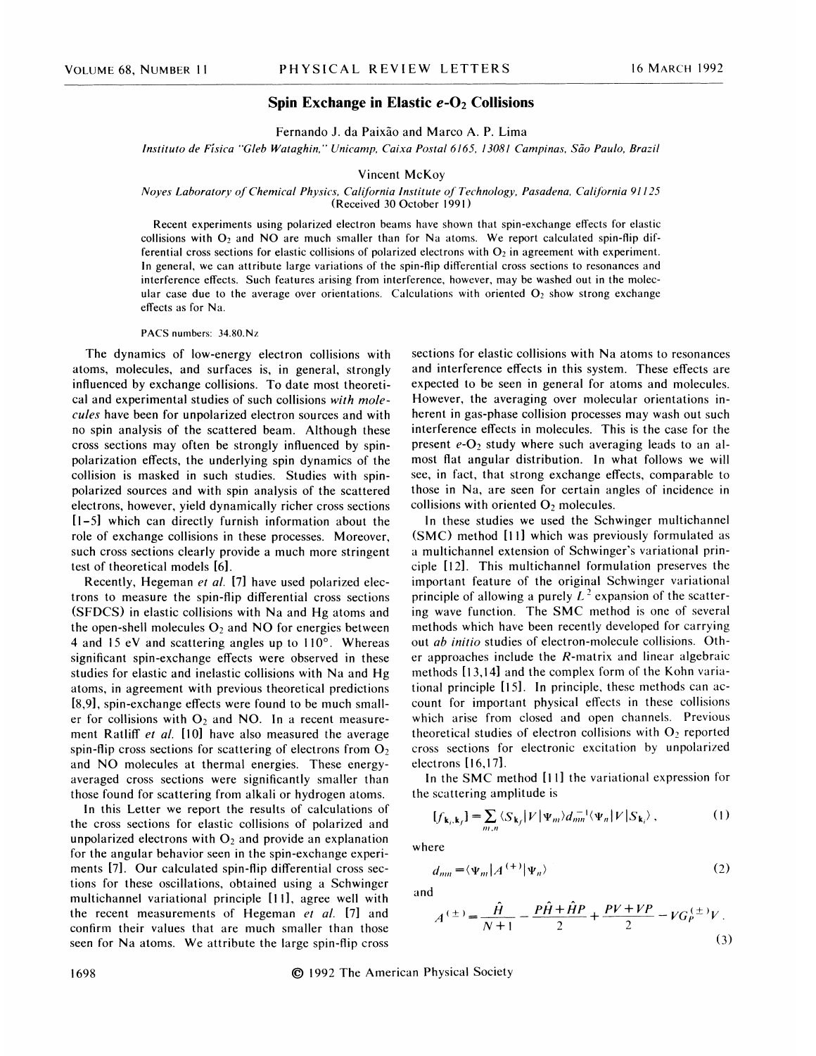# Spin Exchange in Elastic $e$-$O_2$ Collisions

Fernando J. da Paixão and Marco A. P. Lima

*Instituto de Física "Gleb Wataghin," Unicamp, Caixa Postal 6165, 13081 Campinas, São Paulo, Brazil*

Vincent McKoy

*Noyes Laboratory of Chemical Physics, California Institute of Technology, Pasadena, California 91125*
(Received 30 October 1991)

Recent experiments using polarized electron beams have shown that spin-exchange effects for elastic collisions with $O_2$ and NO are much smaller than for Na atoms. We report calculated spin-flip differential cross sections for elastic collisions of polarized electrons with $O_2$ in agreement with experiment. In general, we can attribute large variations of the spin-flip differential cross sections to resonances and interference effects. Such features arising from interference, however, may be washed out in the molecular case due to the average over orientations. Calculations with oriented $O_2$ show strong exchange effects as for Na.

PACS numbers: 34.80.Nz

The dynamics of low-energy electron collisions with atoms, molecules, and surfaces is, in general, strongly influenced by exchange collisions. To date most theoretical and experimental studies of such collisions *with molecules* have been for unpolarized electron sources and with no spin analysis of the scattered beam. Although these cross sections may often be strongly influenced by spin-polarization effects, the underlying spin dynamics of the collision is masked in such studies. Studies with spin-polarized sources and with spin analysis of the scattered electrons, however, yield dynamically richer cross sections [1–5] which can directly furnish information about the role of exchange collisions in these processes. Moreover, such cross sections clearly provide a much more stringent test of theoretical models [6].

Recently, Hegeman *et al.* [7] have used polarized electrons to measure the spin-flip differential cross sections (SFDCS) in elastic collisions with Na and Hg atoms and the open-shell molecules $O_2$ and NO for energies between 4 and 15 eV and scattering angles up to 110°. Whereas significant spin-exchange effects were observed in these studies for elastic and inelastic collisions with Na and Hg atoms, in agreement with previous theoretical predictions [8,9], spin-exchange effects were found to be much smaller for collisions with $O_2$ and NO. In a recent measurement Ratliff *et al.* [10] have also measured the average spin-flip cross sections for scattering of electrons from $O_2$ and NO molecules at thermal energies. These energy-averaged cross sections were significantly smaller than those found for scattering from alkali or hydrogen atoms.

In this Letter we report the results of calculations of the cross sections for elastic collisions of polarized and unpolarized electrons with $O_2$ and provide an explanation for the angular behavior seen in the spin-exchange experiments [7]. Our calculated spin-flip differential cross sections for these oscillations, obtained using a Schwinger multichannel variational principle [11], agree well with the recent measurements of Hegeman *et al.* [7] and confirm their values that are much smaller than those seen for Na atoms. We attribute the large spin-flip cross sections for elastic collisions with Na atoms to resonances and interference effects in this system. These effects are expected to be seen in general for atoms and molecules. However, the averaging over molecular orientations inherent in gas-phase collision processes may wash out such interference effects in molecules. This is the case for the present $e$-$O_2$ study where such averaging leads to an almost flat angular distribution. In what follows we will see, in fact, that strong exchange effects, comparable to those in Na, are seen for certain angles of incidence in collisions with oriented $O_2$ molecules.

In these studies we used the Schwinger multichannel (SMC) method [11] which was previously formulated as a multichannel extension of Schwinger's variational principle [12]. This multichannel formulation preserves the important feature of the original Schwinger variational principle of allowing a purely $L^2$ expansion of the scattering wave function. The SMC method is one of several methods which have been recently developed for carrying out *ab initio* studies of electron-molecule collisions. Other approaches include the $R$-matrix and linear algebraic methods [13,14] and the complex form of the Kohn variational principle [15]. In principle, these methods can account for important physical effects in these collisions which arise from closed and open channels. Previous theoretical studies of electron collisions with $O_2$ reported cross sections for electronic excitation by unpolarized electrons [16,17].

In the SMC method [11] the variational expression for the scattering amplitude is

$$[f_{\mathbf{k}_i,\mathbf{k}_f}] = \sum_{m,n} \langle S_{\mathbf{k}_f}|V|\Psi_m\rangle d_{mn}^{-1}\langle \Psi_n|V|S_{\mathbf{k}_i}\rangle \,, \tag{1}$$

where

$$d_{mn} = \langle \Psi_m|A^{(+)}|\Psi_n\rangle \tag{2}$$

and

$$A^{(\pm)} = \frac{\hat{H}}{N+1} - \frac{P\hat{H}+\hat{H}P}{2} + \frac{PV+VP}{2} - VG_P^{(\pm)}V \,. \tag{3}$$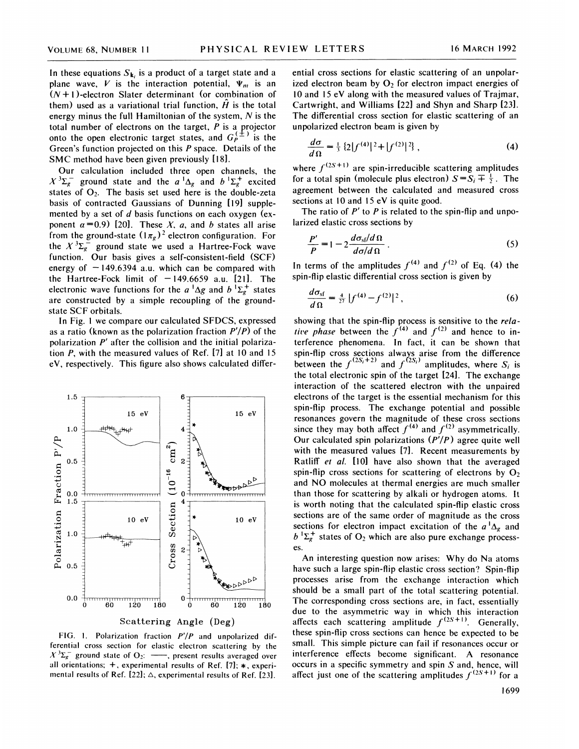In these equations $S_{\mathbf{k}_i}$ is a product of a target state and a plane wave, $V$ is the interaction potential, $\Psi_m$ is an $(N+1)$-electron Slater determinant (or combination of them) used as a variational trial function, $\hat{H}$ is the total energy minus the full Hamiltonian of the system, $N$ is the total number of electrons on the target, $P$ is a projector onto the open electronic target states, and $G_P^{(\pm)}$ is the Green's function projected on this $P$ space. Details of the SMC method have been given previously [18].

Our calculation included three open channels, the $X\,^3\Sigma_g^-$ ground state and the $a\,^1\Delta_g$ and $b\,^1\Sigma_g^+$ excited states of $O_2$. The basis set used here is the double-zeta basis of contracted Gaussians of Dunning [19] supplemented by a set of $d$ basis functions on each oxygen (exponent $\alpha=0.9$) [20]. These $X$, $a$, and $b$ states all arise from the ground-state $(1\pi_g)^2$ electron configuration. For the $X\,^3\Sigma_g^-$ ground state we used a Hartree-Fock wave function. Our basis gives a self-consistent-field (SCF) energy of $-149.6394$ a.u. which can be compared with the Hartree-Fock limit of $-149.6659$ a.u. [21]. The electronic wave functions for the $a\,^1\Delta g$ and $b\,^1\Sigma_g^+$ states are constructed by a simple recoupling of the ground-state SCF orbitals.

In Fig. 1 we compare our calculated SFDCS, expressed as a ratio (known as the polarization fraction $P'/P$) of the polarization $P'$ after the collision and the initial polarization $P$, with the measured values of Ref. [7] at 10 and 15 eV, respectively. This figure also shows calculated differential cross sections for elastic scattering of an unpolarized electron beam by $O_2$ for electron impact energies of 10 and 15 eV along with the measured values of Trajmar, Cartwright, and Williams [22] and Shyn and Sharp [23]. The differential cross section for elastic scattering of an unpolarized electron beam is given by

$$\frac{d\sigma}{d\Omega}=\tfrac{1}{3}\{2|f^{(4)}|^2+|f^{(2)}|^2\}\,, \tag{4}$$

where $f^{(2S+1)}$ are spin-irreducible scattering amplitudes for a total spin (molecule plus electron) $S=S_i\mp\frac{1}{2}$. The agreement between the calculated and measured cross sections at 10 and 15 eV is quite good.

The ratio of $P'$ to $P$ is related to the spin-flip and unpolarized elastic cross sections by

$$\frac{P'}{P}=1-2\frac{d\sigma_{\rm sf}/d\Omega}{d\sigma/d\Omega}\,. \tag{5}$$

In terms of the amplitudes $f^{(4)}$ and $f^{(2)}$ of Eq. (4) the spin-flip elastic differential cross section is given by

$$\frac{d\sigma_{\rm sf}}{d\Omega}=\tfrac{4}{27}|f^{(4)}-f^{(2)}|^2\,, \tag{6}$$

showing that the spin-flip process is sensitive to the *relative phase* between the $f^{(4)}$ and $f^{(2)}$ and hence to interference phenomena. In fact, it can be shown that spin-flip cross sections always arise from the difference between the $f^{(2S_i+2)}$ and $f^{(2S_i)}$ amplitudes, where $S_i$ is the total electronic spin of the target [24]. The exchange interaction of the scattered electron with the unpaired electrons of the target is the essential mechanism for this spin-flip process. The exchange potential and possible resonances govern the magnitude of these cross sections since they may both affect $f^{(4)}$ and $f^{(2)}$ asymmetrically. Our calculated spin polarizations $(P'/P)$ agree quite well with the measured values [7]. Recent measurements by Ratliff *et al.* [10] have also shown that the averaged spin-flip cross sections for scattering of electrons by $O_2$ and NO molecules at thermal energies are much smaller than those for scattering by alkali or hydrogen atoms. It is worth noting that the calculated spin-flip elastic cross sections are of the same order of magnitude as the cross sections for electron impact excitation of the $a\,^1\Delta_g$ and $b\,^1\Sigma_g^+$ states of $O_2$ which are also pure exchange processes.

An interesting question now arises: Why do Na atoms have such a large spin-flip elastic cross section? Spin-flip processes arise from the exchange interaction which should be a small part of the total scattering potential. The corresponding cross sections are, in fact, essentially due to the asymmetric way in which this interaction affects each scattering amplitude $f^{(2S+1)}$. Generally, these spin-flip cross sections can hence be expected to be small. This simple picture can fail if resonances occur or interference effects become significant. A resonance occurs in a specific symmetry and spin $S$ and, hence, will affect just one of the scattering amplitudes $f^{(2S+1)}$ for a

FIG. 1. Polarization fraction $P'/P$ and unpolarized differential cross section for elastic electron scattering by the $X\,^3\Sigma_g^-$ ground state of $O_2$: ——, present results averaged over all orientations; +, experimental results of Ref. [7]; *, experimental results of Ref. [22]; △, experimental results of Ref. [23].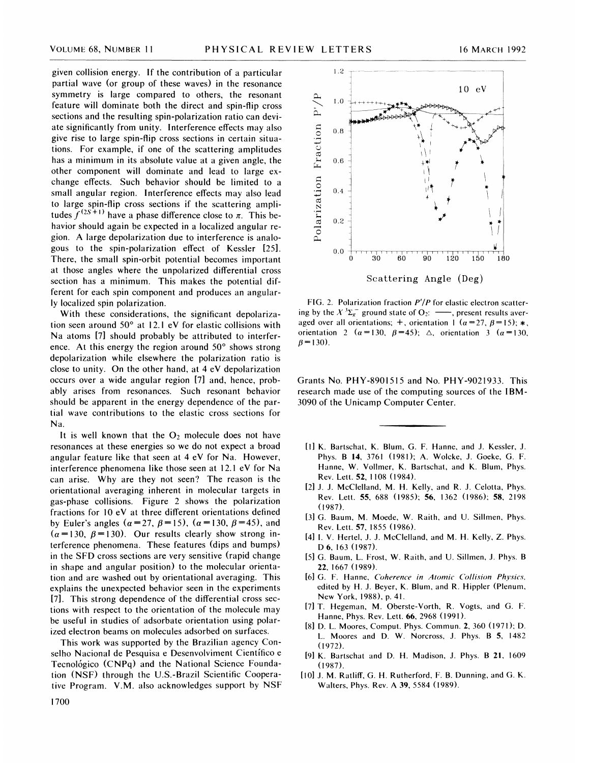given collision energy. If the contribution of a particular partial wave (or group of these waves) in the resonance symmetry is large compared to others, the resonant feature will dominate both the direct and spin-flip cross sections and the resulting spin-polarization ratio can deviate significantly from unity. Interference effects may also give rise to large spin-flip cross sections in certain situations. For example, if one of the scattering amplitudes has a minimum in its absolute value at a given angle, the other component will dominate and lead to large exchange effects. Such behavior should be limited to a small angular region. Interference effects may also lead to large spin-flip cross sections if the scattering amplitudes $f^{(2S+1)}$ have a phase difference close to $\pi$. This behavior should again be expected in a localized angular region. A large depolarization due to interference is analogous to the spin-polarization effect of Kessler [25]. There, the small spin-orbit potential becomes important at those angles where the unpolarized differential cross section has a minimum. This makes the potential different for each spin component and produces an angularly localized spin polarization.

With these considerations, the significant depolarization seen around 50° at 12.1 eV for elastic collisions with Na atoms [7] should probably be attributed to interference. At this energy the region around 50° shows strong depolarization while elsewhere the polarization ratio is close to unity. On the other hand, at 4 eV depolarization occurs over a wide angular region [7] and, hence, probably arises from resonances. Such resonant behavior should be apparent in the energy dependence of the partial wave contributions to the elastic cross sections for Na.

It is well known that the $O_2$ molecule does not have resonances at these energies so we do not expect a broad angular feature like that seen at 4 eV for Na. However, interference phenomena like those seen at 12.1 eV for Na can arise. Why are they not seen? The reason is the orientational averaging inherent in molecular targets in gas-phase collisions. Figure 2 shows the polarization fractions for 10 eV at three different orientations defined by Euler's angles ($\alpha=27$, $\beta=15$), ($\alpha=130$, $\beta=45$), and ($\alpha=130$, $\beta=130$). Our results clearly show strong interference phenomena. These features (dips and bumps) in the SFD cross sections are very sensitive (rapid change in shape and angular position) to the molecular orientation and are washed out by orientational averaging. This explains the unexpected behavior seen in the experiments [7]. This strong dependence of the differential cross sections with respect to the orientation of the molecule may be useful in studies of adsorbate orientation using polarized electron beams on molecules adsorbed on surfaces.

FIG. 2. Polarization fraction $P'/P$ for elastic electron scattering by the $X\,^3\Sigma_g^-$ ground state of $O_2$: ——, present results averaged over all orientations; +, orientation 1 ($\alpha=27$, $\beta=15$); $*$, orientation 2 ($\alpha=130$, $\beta=45$); $\triangle$, orientation 3 ($\alpha=130$, $\beta=130$).

This work was supported by the Brazilian agency Conselho Nacional de Pesquisa e Desenvolviment Científico e Tecnológico (CNPq) and the National Science Foundation (NSF) through the U.S.-Brazil Scientific Cooperative Program. V.M. also acknowledges support by NSF Grants No. PHY-8901515 and No. PHY-9021933. This research made use of the computing sources of the IBM-3090 of the Unicamp Computer Center.

---

[1] K. Bartschat, K. Blum, G. F. Hanne, and J. Kessler, J. Phys. B **14**, 3761 (1981); A. Wolcke, J. Goeke, G. F. Hanne, W. Vollmer, K. Bartschat, and K. Blum, Phys. Rev. Lett. **52**, 1108 (1984).

[2] J. J. McClelland, M. H. Kelly, and R. J. Celotta, Phys. Rev. Lett. **55**, 688 (1985); **56**, 1362 (1986); **58**, 2198 (1987).

[3] G. Baum, M. Moede, W. Raith, and U. Sillmen, Phys. Rev. Lett. **57**, 1855 (1986).

[4] I. V. Hertel, J. J. McClelland, and M. H. Kelly, Z. Phys. D **6**, 163 (1987).

[5] G. Baum, L. Frost, W. Raith, and U. Sillmen, J. Phys. B **22**, 1667 (1989).

[6] G. F. Hanne, *Coherence in Atomic Collision Physics*, edited by H. J. Beyer, K. Blum, and R. Hippler (Plenum, New York, 1988), p. 41.

[7] T. Hegeman, M. Oberste-Vorth, R. Vogts, and G. F. Hanne, Phys. Rev. Lett. **66**, 2968 (1991).

[8] D. L. Moores, Comput. Phys. Commun. **2**, 360 (1971); D. L. Moores and D. W. Norcross, J. Phys. B **5**, 1482 (1972).

[9] K. Bartschat and D. H. Madison, J. Phys. B **21**, 1609 (1987).

[10] J. M. Ratliff, G. H. Rutherford, F. B. Dunning, and G. K. Walters, Phys. Rev. A **39**, 5584 (1989).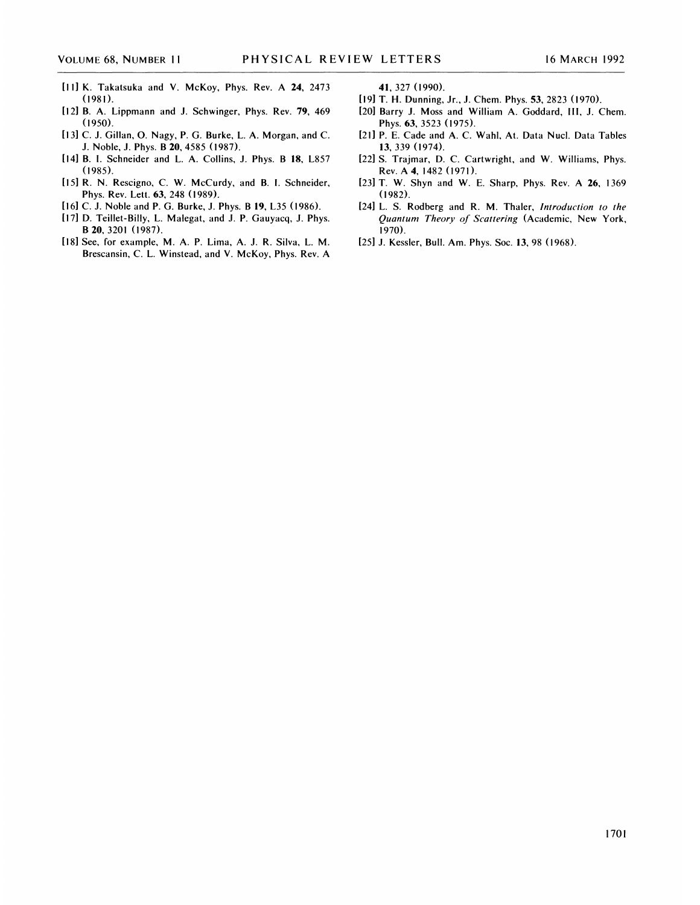[11] K. Takatsuka and V. McKoy, Phys. Rev. A **24**, 2473 (1981).

[12] B. A. Lippmann and J. Schwinger, Phys. Rev. **79**, 469 (1950).

[13] C. J. Gillan, O. Nagy, P. G. Burke, L. A. Morgan, and C. J. Noble, J. Phys. B **20**, 4585 (1987).

[14] B. I. Schneider and L. A. Collins, J. Phys. B **18**, L857 (1985).

[15] R. N. Rescigno, C. W. McCurdy, and B. I. Schneider, Phys. Rev. Lett. **63**, 248 (1989).

[16] C. J. Noble and P. G. Burke, J. Phys. B **19**, L35 (1986).

[17] D. Teillet-Billy, L. Malegat, and J. P. Gauyacq, J. Phys. B **20**, 3201 (1987).

[18] See, for example, M. A. P. Lima, A. J. R. Silva, L. M. Brescansin, C. L. Winstead, and V. McKoy, Phys. Rev. A **41**, 327 (1990).

[19] T. H. Dunning, Jr., J. Chem. Phys. **53**, 2823 (1970).

[20] Barry J. Moss and William A. Goddard, III, J. Chem. Phys. **63**, 3523 (1975).

[21] P. E. Cade and A. C. Wahl, At. Data Nucl. Data Tables **13**, 339 (1974).

[22] S. Trajmar, D. C. Cartwright, and W. Williams, Phys. Rev. A **4**, 1482 (1971).

[23] T. W. Shyn and W. E. Sharp, Phys. Rev. A **26**, 1369 (1982).

[24] L. S. Rodberg and R. M. Thaler, *Introduction to the Quantum Theory of Scattering* (Academic, New York, 1970).

[25] J. Kessler, Bull. Am. Phys. Soc. **13**, 98 (1968).